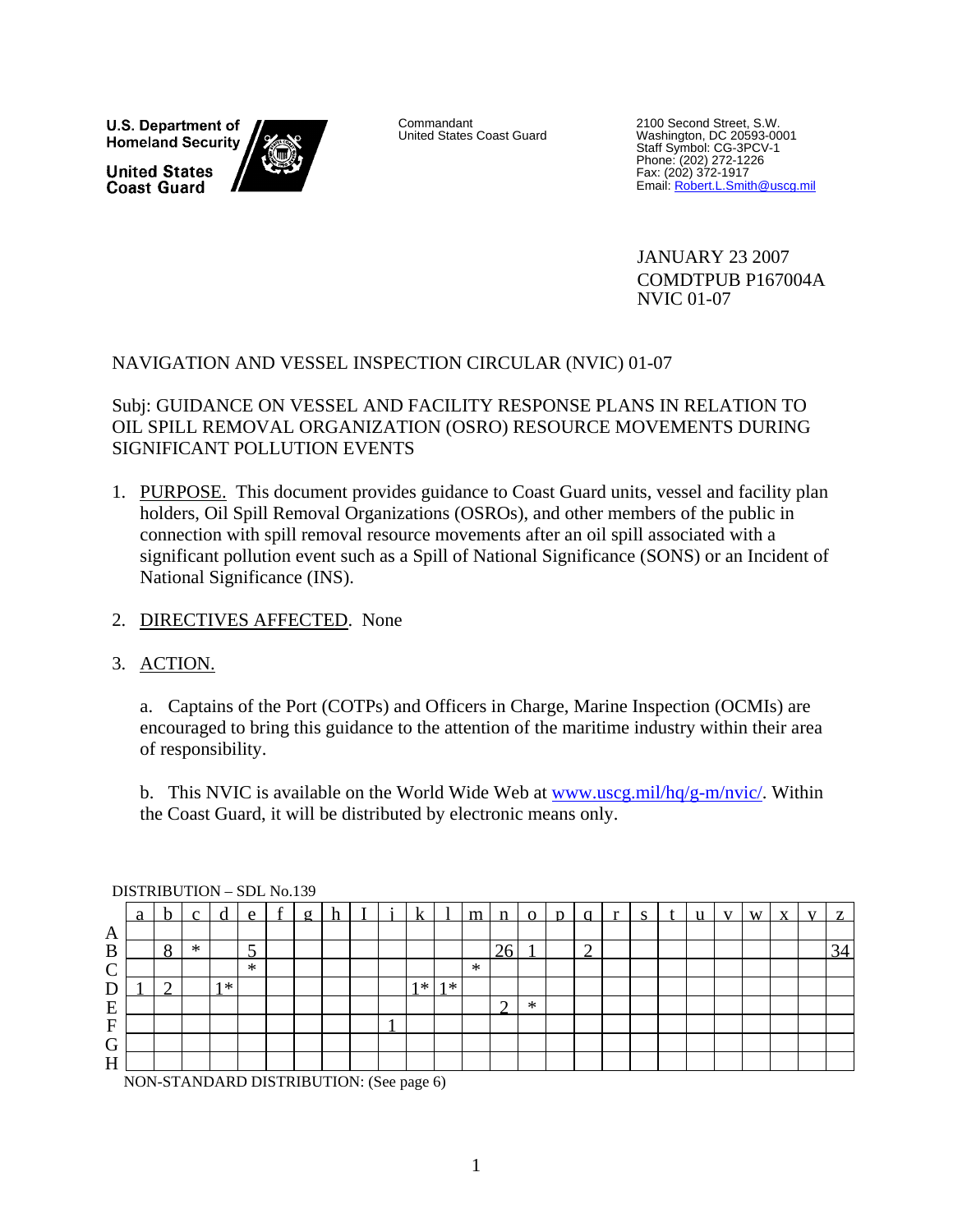**U.S. Department of Homeland Security**
**United States Coast Guard**

Commandant
United States Coast Guard

2100 Second Street, S.W.
Washington, DC 20593-0001
Staff Symbol: CG-3PCV-1
Phone: (202) 272-1226
Fax: (202) 372-1917
Email: Robert.L.Smith@uscg.mil

JANUARY 23 2007
COMDTPUB P167004A
NVIC 01-07

# NAVIGATION AND VESSEL INSPECTION CIRCULAR (NVIC) 01-07

Subj: GUIDANCE ON VESSEL AND FACILITY RESPONSE PLANS IN RELATION TO OIL SPILL REMOVAL ORGANIZATION (OSRO) RESOURCE MOVEMENTS DURING SIGNIFICANT POLLUTION EVENTS

1. PURPOSE. This document provides guidance to Coast Guard units, vessel and facility plan holders, Oil Spill Removal Organizations (OSROs), and other members of the public in connection with spill removal resource movements after an oil spill associated with a significant pollution event such as a Spill of National Significance (SONS) or an Incident of National Significance (INS).

2. DIRECTIVES AFFECTED. None

3. ACTION.

   a. Captains of the Port (COTPs) and Officers in Charge, Marine Inspection (OCMIs) are encouraged to bring this guidance to the attention of the maritime industry within their area of responsibility.

   b. This NVIC is available on the World Wide Web at www.uscg.mil/hq/g-m/nvic/. Within the Coast Guard, it will be distributed by electronic means only.

DISTRIBUTION – SDL No.139

| | a | b | c | d | e | f | g | h | I | j | k | l | m | n | o | p | q | r | s | t | u | v | w | x | y | z |
|---|---|---|---|---|---|---|---|---|---|---|---|---|---|---|---|---|---|---|---|---|---|---|---|---|---|---|
| A | | | | | | | | | | | | | | | | | | | | | | | | | | |
| B | | 8 | * | | 5 | | | | | | | | | 26 | 1 | | 2 | | | | | | | | | 34 |
| C | | | | | * | | | | | | | | * | | | | | | | | | | | | | |
| D | 1 | 2 | | 1* | | | | | | | 1* | 1* | | | | | | | | | | | | | | |
| E | | | | | | | | | | | | | | 2 | * | | | | | | | | | | | |
| F | | | | | | | | | | 1 | | | | | | | | | | | | | | | | |
| G | | | | | | | | | | | | | | | | | | | | | | | | | | |
| H | | | | | | | | | | | | | | | | | | | | | | | | | | |

NON-STANDARD DISTRIBUTION: (See page 6)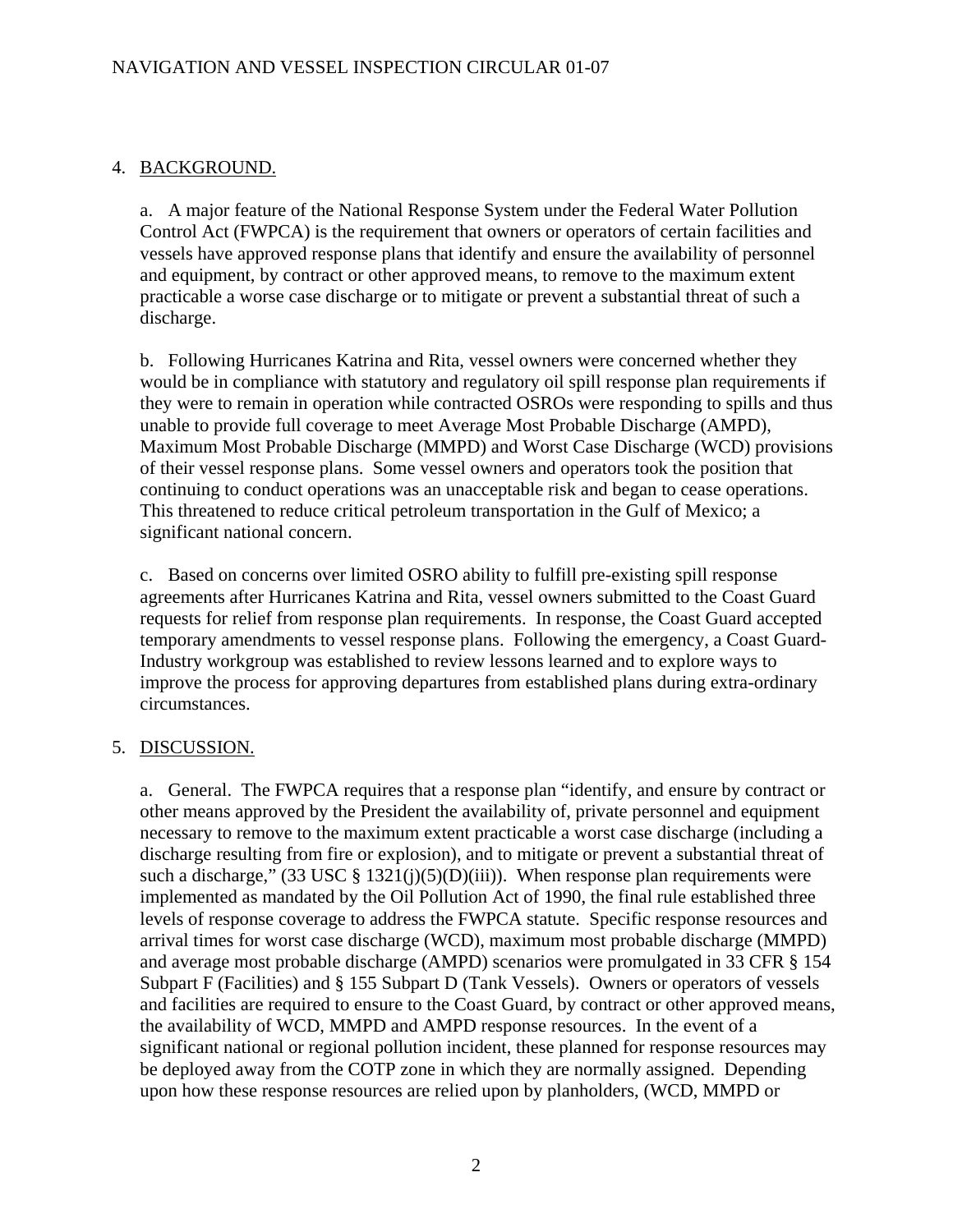## 4. BACKGROUND.

a. A major feature of the National Response System under the Federal Water Pollution Control Act (FWPCA) is the requirement that owners or operators of certain facilities and vessels have approved response plans that identify and ensure the availability of personnel and equipment, by contract or other approved means, to remove to the maximum extent practicable a worse case discharge or to mitigate or prevent a substantial threat of such a discharge.

b. Following Hurricanes Katrina and Rita, vessel owners were concerned whether they would be in compliance with statutory and regulatory oil spill response plan requirements if they were to remain in operation while contracted OSROs were responding to spills and thus unable to provide full coverage to meet Average Most Probable Discharge (AMPD), Maximum Most Probable Discharge (MMPD) and Worst Case Discharge (WCD) provisions of their vessel response plans. Some vessel owners and operators took the position that continuing to conduct operations was an unacceptable risk and began to cease operations. This threatened to reduce critical petroleum transportation in the Gulf of Mexico; a significant national concern.

c. Based on concerns over limited OSRO ability to fulfill pre-existing spill response agreements after Hurricanes Katrina and Rita, vessel owners submitted to the Coast Guard requests for relief from response plan requirements. In response, the Coast Guard accepted temporary amendments to vessel response plans. Following the emergency, a Coast Guard-Industry workgroup was established to review lessons learned and to explore ways to improve the process for approving departures from established plans during extra-ordinary circumstances.

## 5. DISCUSSION.

a. General. The FWPCA requires that a response plan "identify, and ensure by contract or other means approved by the President the availability of, private personnel and equipment necessary to remove to the maximum extent practicable a worst case discharge (including a discharge resulting from fire or explosion), and to mitigate or prevent a substantial threat of such a discharge," (33 USC § 1321(j)(5)(D)(iii)). When response plan requirements were implemented as mandated by the Oil Pollution Act of 1990, the final rule established three levels of response coverage to address the FWPCA statute. Specific response resources and arrival times for worst case discharge (WCD), maximum most probable discharge (MMPD) and average most probable discharge (AMPD) scenarios were promulgated in 33 CFR § 154 Subpart F (Facilities) and § 155 Subpart D (Tank Vessels). Owners or operators of vessels and facilities are required to ensure to the Coast Guard, by contract or other approved means, the availability of WCD, MMPD and AMPD response resources. In the event of a significant national or regional pollution incident, these planned for response resources may be deployed away from the COTP zone in which they are normally assigned. Depending upon how these response resources are relied upon by planholders, (WCD, MMPD or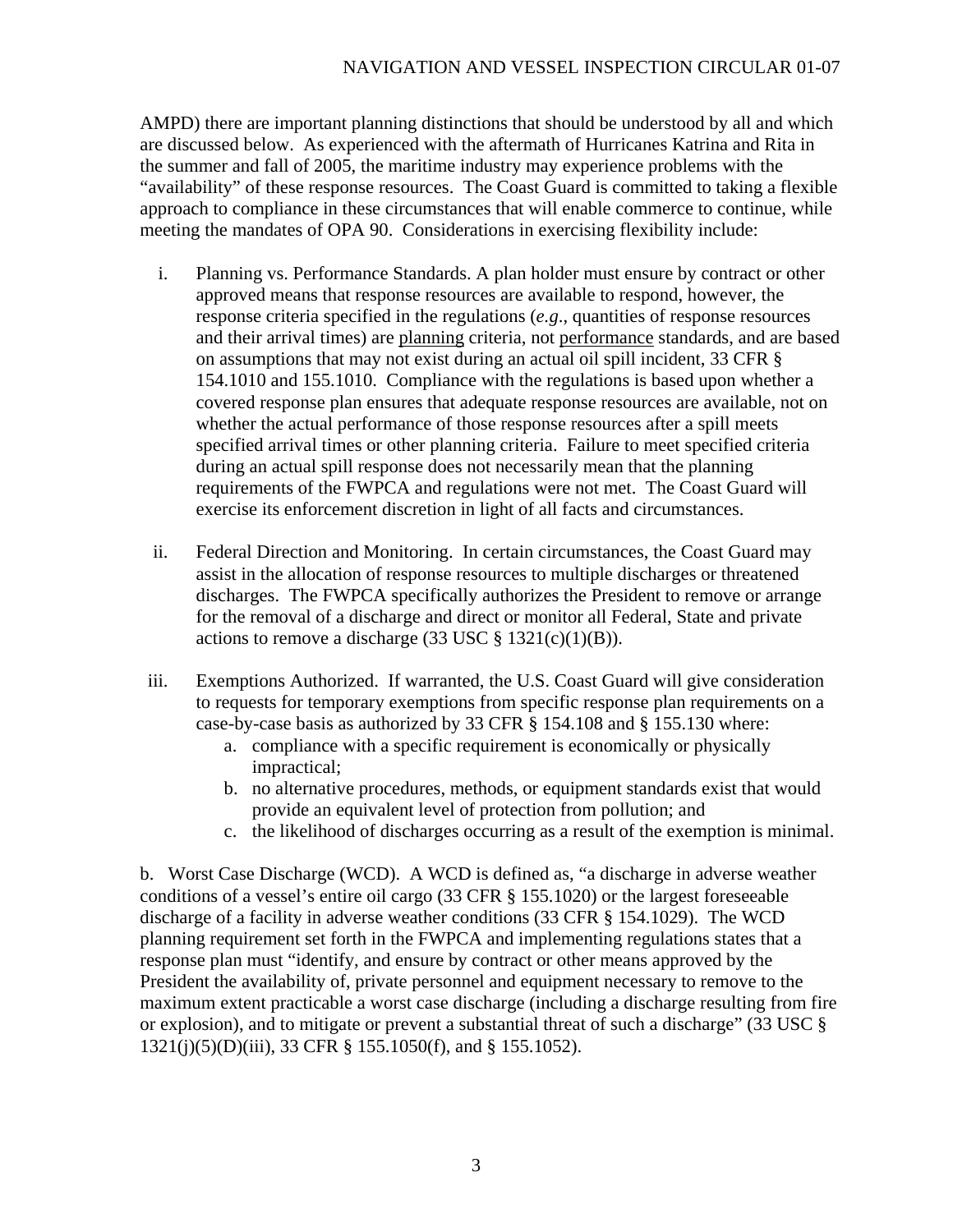AMPD) there are important planning distinctions that should be understood by all and which are discussed below. As experienced with the aftermath of Hurricanes Katrina and Rita in the summer and fall of 2005, the maritime industry may experience problems with the "availability" of these response resources. The Coast Guard is committed to taking a flexible approach to compliance in these circumstances that will enable commerce to continue, while meeting the mandates of OPA 90. Considerations in exercising flexibility include:

i. Planning vs. Performance Standards. A plan holder must ensure by contract or other approved means that response resources are available to respond, however, the response criteria specified in the regulations (*e.g*., quantities of response resources and their arrival times) are <u>planning</u> criteria, not <u>performance</u> standards, and are based on assumptions that may not exist during an actual oil spill incident, 33 CFR § 154.1010 and 155.1010. Compliance with the regulations is based upon whether a covered response plan ensures that adequate response resources are available, not on whether the actual performance of those response resources after a spill meets specified arrival times or other planning criteria. Failure to meet specified criteria during an actual spill response does not necessarily mean that the planning requirements of the FWPCA and regulations were not met. The Coast Guard will exercise its enforcement discretion in light of all facts and circumstances.

ii. Federal Direction and Monitoring. In certain circumstances, the Coast Guard may assist in the allocation of response resources to multiple discharges or threatened discharges. The FWPCA specifically authorizes the President to remove or arrange for the removal of a discharge and direct or monitor all Federal, State and private actions to remove a discharge (33 USC § 1321(c)(1)(B)).

iii. Exemptions Authorized. If warranted, the U.S. Coast Guard will give consideration to requests for temporary exemptions from specific response plan requirements on a case-by-case basis as authorized by 33 CFR § 154.108 and § 155.130 where:
   a. compliance with a specific requirement is economically or physically impractical;
   b. no alternative procedures, methods, or equipment standards exist that would provide an equivalent level of protection from pollution; and
   c. the likelihood of discharges occurring as a result of the exemption is minimal.

b. Worst Case Discharge (WCD). A WCD is defined as, "a discharge in adverse weather conditions of a vessel's entire oil cargo (33 CFR § 155.1020) or the largest foreseeable discharge of a facility in adverse weather conditions (33 CFR § 154.1029). The WCD planning requirement set forth in the FWPCA and implementing regulations states that a response plan must "identify, and ensure by contract or other means approved by the President the availability of, private personnel and equipment necessary to remove to the maximum extent practicable a worst case discharge (including a discharge resulting from fire or explosion), and to mitigate or prevent a substantial threat of such a discharge" (33 USC § 1321(j)(5)(D)(iii), 33 CFR § 155.1050(f), and § 155.1052).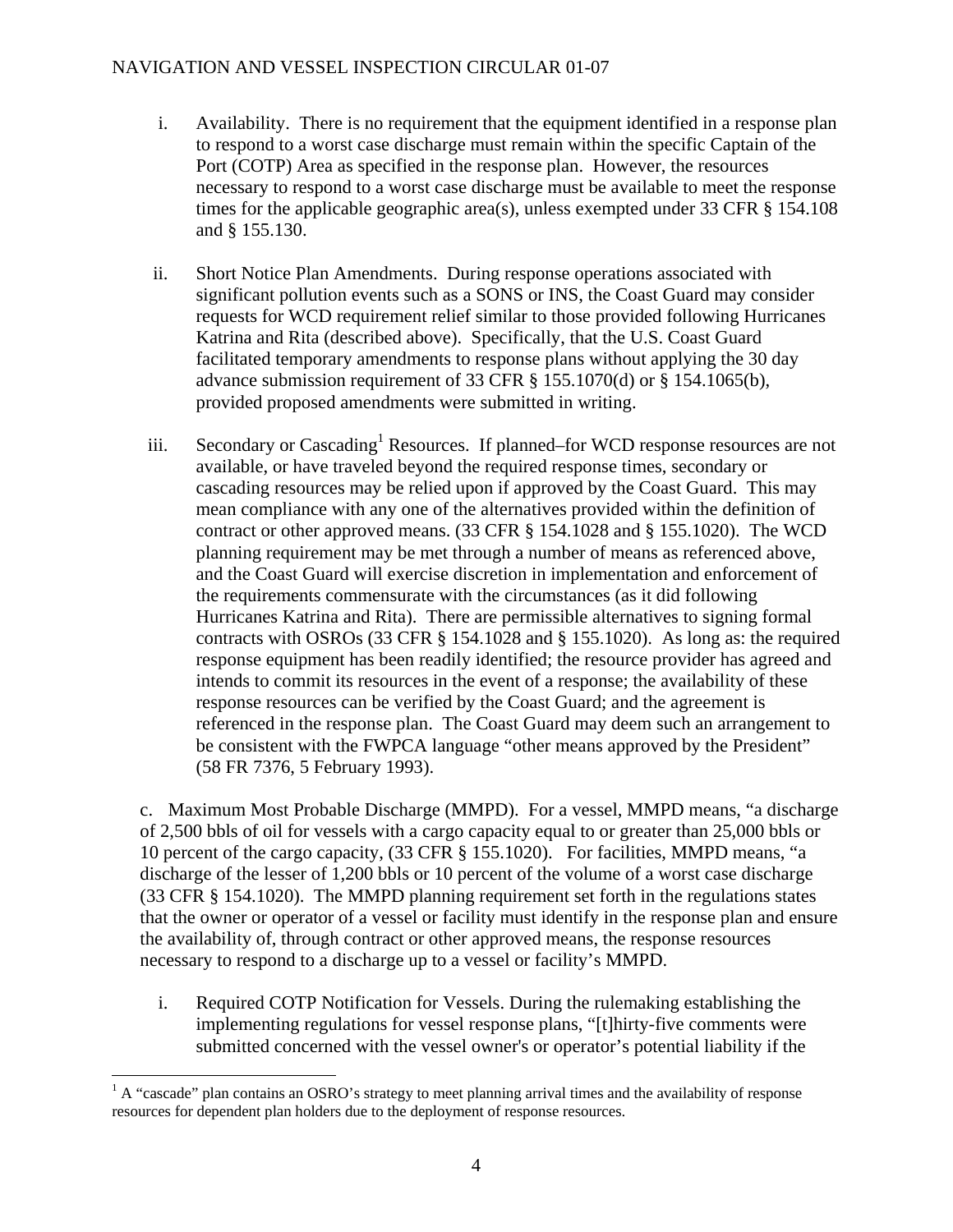i. Availability. There is no requirement that the equipment identified in a response plan to respond to a worst case discharge must remain within the specific Captain of the Port (COTP) Area as specified in the response plan. However, the resources necessary to respond to a worst case discharge must be available to meet the response times for the applicable geographic area(s), unless exempted under 33 CFR § 154.108 and § 155.130.

ii. Short Notice Plan Amendments. During response operations associated with significant pollution events such as a SONS or INS, the Coast Guard may consider requests for WCD requirement relief similar to those provided following Hurricanes Katrina and Rita (described above). Specifically, that the U.S. Coast Guard facilitated temporary amendments to response plans without applying the 30 day advance submission requirement of 33 CFR § 155.1070(d) or § 154.1065(b), provided proposed amendments were submitted in writing.

iii. Secondary or Cascading[1] Resources. If planned–for WCD response resources are not available, or have traveled beyond the required response times, secondary or cascading resources may be relied upon if approved by the Coast Guard. This may mean compliance with any one of the alternatives provided within the definition of contract or other approved means. (33 CFR § 154.1028 and § 155.1020). The WCD planning requirement may be met through a number of means as referenced above, and the Coast Guard will exercise discretion in implementation and enforcement of the requirements commensurate with the circumstances (as it did following Hurricanes Katrina and Rita). There are permissible alternatives to signing formal contracts with OSROs (33 CFR § 154.1028 and § 155.1020). As long as: the required response equipment has been readily identified; the resource provider has agreed and intends to commit its resources in the event of a response; the availability of these response resources can be verified by the Coast Guard; and the agreement is referenced in the response plan. The Coast Guard may deem such an arrangement to be consistent with the FWPCA language "other means approved by the President" (58 FR 7376, 5 February 1993).

c. Maximum Most Probable Discharge (MMPD). For a vessel, MMPD means, "a discharge of 2,500 bbls of oil for vessels with a cargo capacity equal to or greater than 25,000 bbls or 10 percent of the cargo capacity, (33 CFR § 155.1020). For facilities, MMPD means, "a discharge of the lesser of 1,200 bbls or 10 percent of the volume of a worst case discharge (33 CFR § 154.1020). The MMPD planning requirement set forth in the regulations states that the owner or operator of a vessel or facility must identify in the response plan and ensure the availability of, through contract or other approved means, the response resources necessary to respond to a discharge up to a vessel or facility's MMPD.

i. Required COTP Notification for Vessels. During the rulemaking establishing the implementing regulations for vessel response plans, "[t]hirty-five comments were submitted concerned with the vessel owner's or operator's potential liability if the

---

[1] A "cascade" plan contains an OSRO's strategy to meet planning arrival times and the availability of response resources for dependent plan holders due to the deployment of response resources.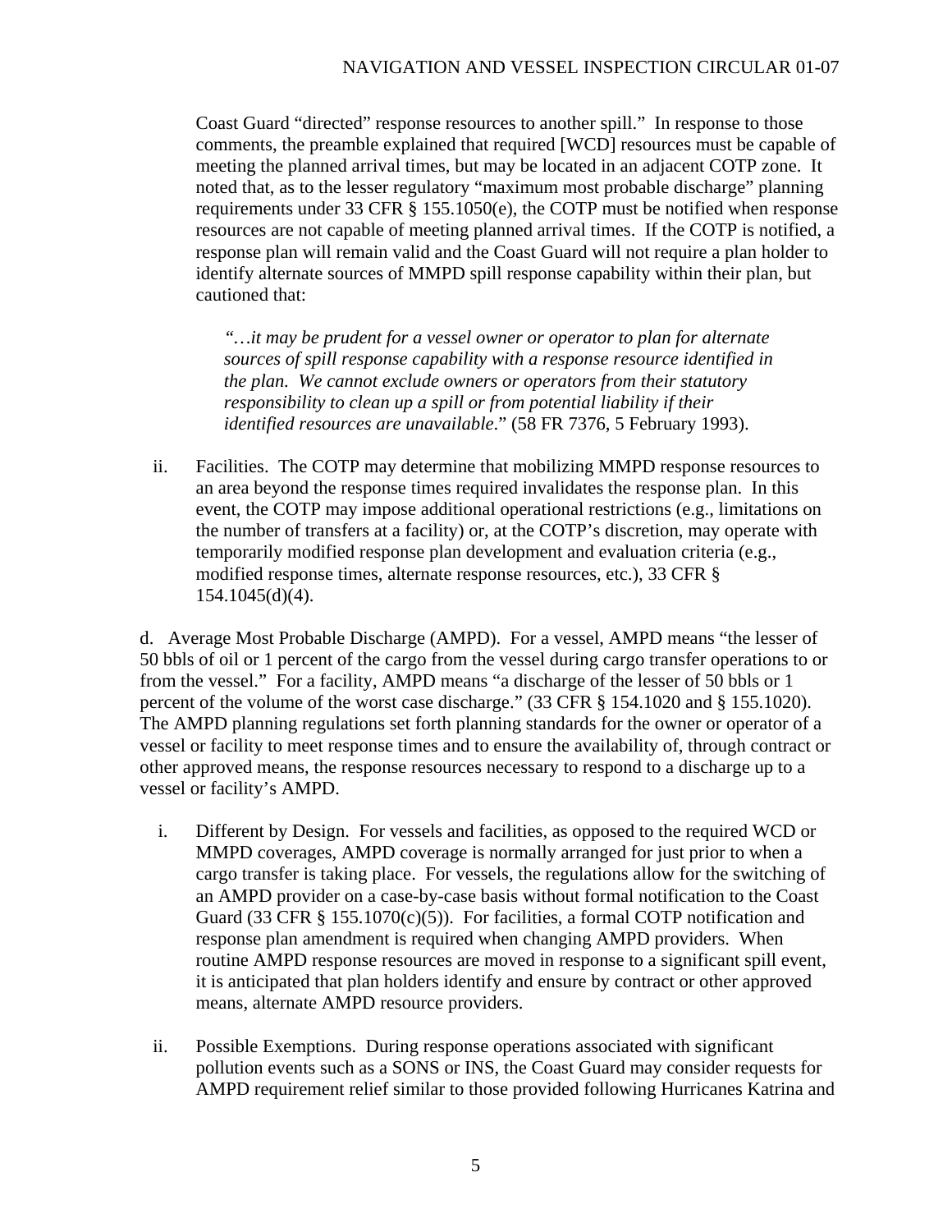Coast Guard "directed" response resources to another spill." In response to those comments, the preamble explained that required [WCD] resources must be capable of meeting the planned arrival times, but may be located in an adjacent COTP zone. It noted that, as to the lesser regulatory "maximum most probable discharge" planning requirements under 33 CFR § 155.1050(e), the COTP must be notified when response resources are not capable of meeting planned arrival times. If the COTP is notified, a response plan will remain valid and the Coast Guard will not require a plan holder to identify alternate sources of MMPD spill response capability within their plan, but cautioned that:

> *"…it may be prudent for a vessel owner or operator to plan for alternate sources of spill response capability with a response resource identified in the plan. We cannot exclude owners or operators from their statutory responsibility to clean up a spill or from potential liability if their identified resources are unavailable*." (58 FR 7376, 5 February 1993).

ii. Facilities. The COTP may determine that mobilizing MMPD response resources to an area beyond the response times required invalidates the response plan. In this event, the COTP may impose additional operational restrictions (e.g., limitations on the number of transfers at a facility) or, at the COTP's discretion, may operate with temporarily modified response plan development and evaluation criteria (e.g., modified response times, alternate response resources, etc.), 33 CFR § 154.1045(d)(4).

d. Average Most Probable Discharge (AMPD). For a vessel, AMPD means "the lesser of 50 bbls of oil or 1 percent of the cargo from the vessel during cargo transfer operations to or from the vessel." For a facility, AMPD means "a discharge of the lesser of 50 bbls or 1 percent of the volume of the worst case discharge." (33 CFR § 154.1020 and § 155.1020). The AMPD planning regulations set forth planning standards for the owner or operator of a vessel or facility to meet response times and to ensure the availability of, through contract or other approved means, the response resources necessary to respond to a discharge up to a vessel or facility's AMPD.

i. Different by Design. For vessels and facilities, as opposed to the required WCD or MMPD coverages, AMPD coverage is normally arranged for just prior to when a cargo transfer is taking place. For vessels, the regulations allow for the switching of an AMPD provider on a case-by-case basis without formal notification to the Coast Guard (33 CFR § 155.1070(c)(5)). For facilities, a formal COTP notification and response plan amendment is required when changing AMPD providers. When routine AMPD response resources are moved in response to a significant spill event, it is anticipated that plan holders identify and ensure by contract or other approved means, alternate AMPD resource providers.

ii. Possible Exemptions. During response operations associated with significant pollution events such as a SONS or INS, the Coast Guard may consider requests for AMPD requirement relief similar to those provided following Hurricanes Katrina and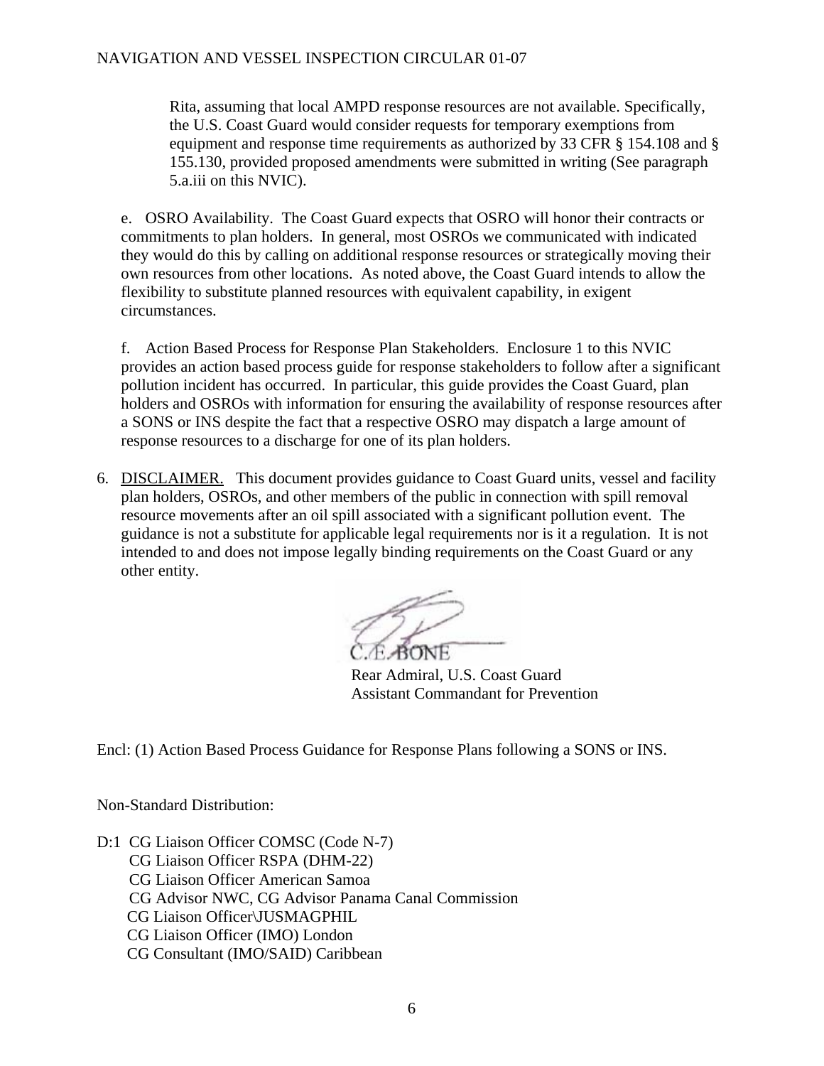Rita, assuming that local AMPD response resources are not available. Specifically, the U.S. Coast Guard would consider requests for temporary exemptions from equipment and response time requirements as authorized by 33 CFR § 154.108 and § 155.130, provided proposed amendments were submitted in writing (See paragraph 5.a.iii on this NVIC).

e. OSRO Availability. The Coast Guard expects that OSRO will honor their contracts or commitments to plan holders. In general, most OSROs we communicated with indicated they would do this by calling on additional response resources or strategically moving their own resources from other locations. As noted above, the Coast Guard intends to allow the flexibility to substitute planned resources with equivalent capability, in exigent circumstances.

f. Action Based Process for Response Plan Stakeholders. Enclosure 1 to this NVIC provides an action based process guide for response stakeholders to follow after a significant pollution incident has occurred. In particular, this guide provides the Coast Guard, plan holders and OSROs with information for ensuring the availability of response resources after a SONS or INS despite the fact that a respective OSRO may dispatch a large amount of response resources to a discharge for one of its plan holders.

6. <u>DISCLAIMER.</u> This document provides guidance to Coast Guard units, vessel and facility plan holders, OSROs, and other members of the public in connection with spill removal resource movements after an oil spill associated with a significant pollution event. The guidance is not a substitute for applicable legal requirements nor is it a regulation. It is not intended to and does not impose legally binding requirements on the Coast Guard or any other entity.

C. E. BONE
Rear Admiral, U.S. Coast Guard
Assistant Commandant for Prevention

Encl: (1) Action Based Process Guidance for Response Plans following a SONS or INS.

Non-Standard Distribution:

D:1 CG Liaison Officer COMSC (Code N-7)
CG Liaison Officer RSPA (DHM-22)
CG Liaison Officer American Samoa
CG Advisor NWC, CG Advisor Panama Canal Commission
CG Liaison Officer\JUSMAGPHIL
CG Liaison Officer (IMO) London
CG Consultant (IMO/SAID) Caribbean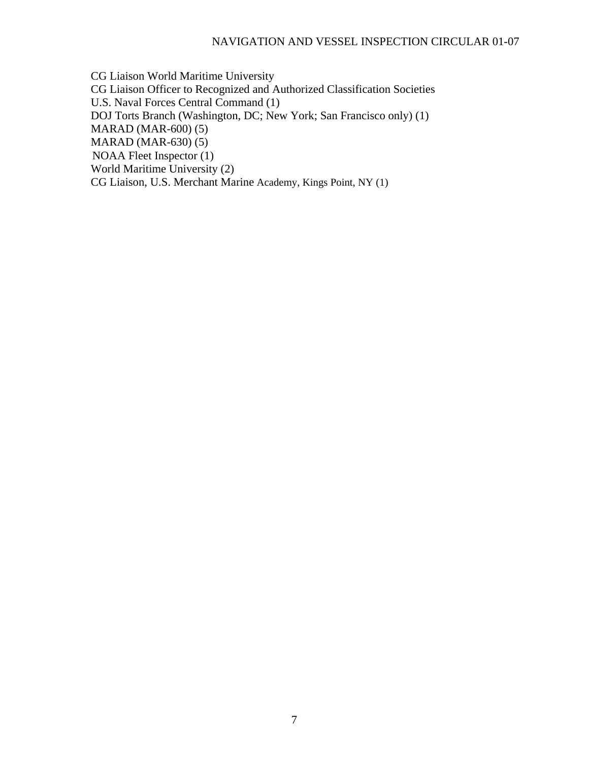CG Liaison World Maritime University
CG Liaison Officer to Recognized and Authorized Classification Societies
U.S. Naval Forces Central Command (1)
DOJ Torts Branch (Washington, DC; New York; San Francisco only) (1)
MARAD (MAR-600) (5)
MARAD (MAR-630) (5)
NOAA Fleet Inspector (1)
World Maritime University (2)
CG Liaison, U.S. Merchant Marine Academy, Kings Point, NY (1)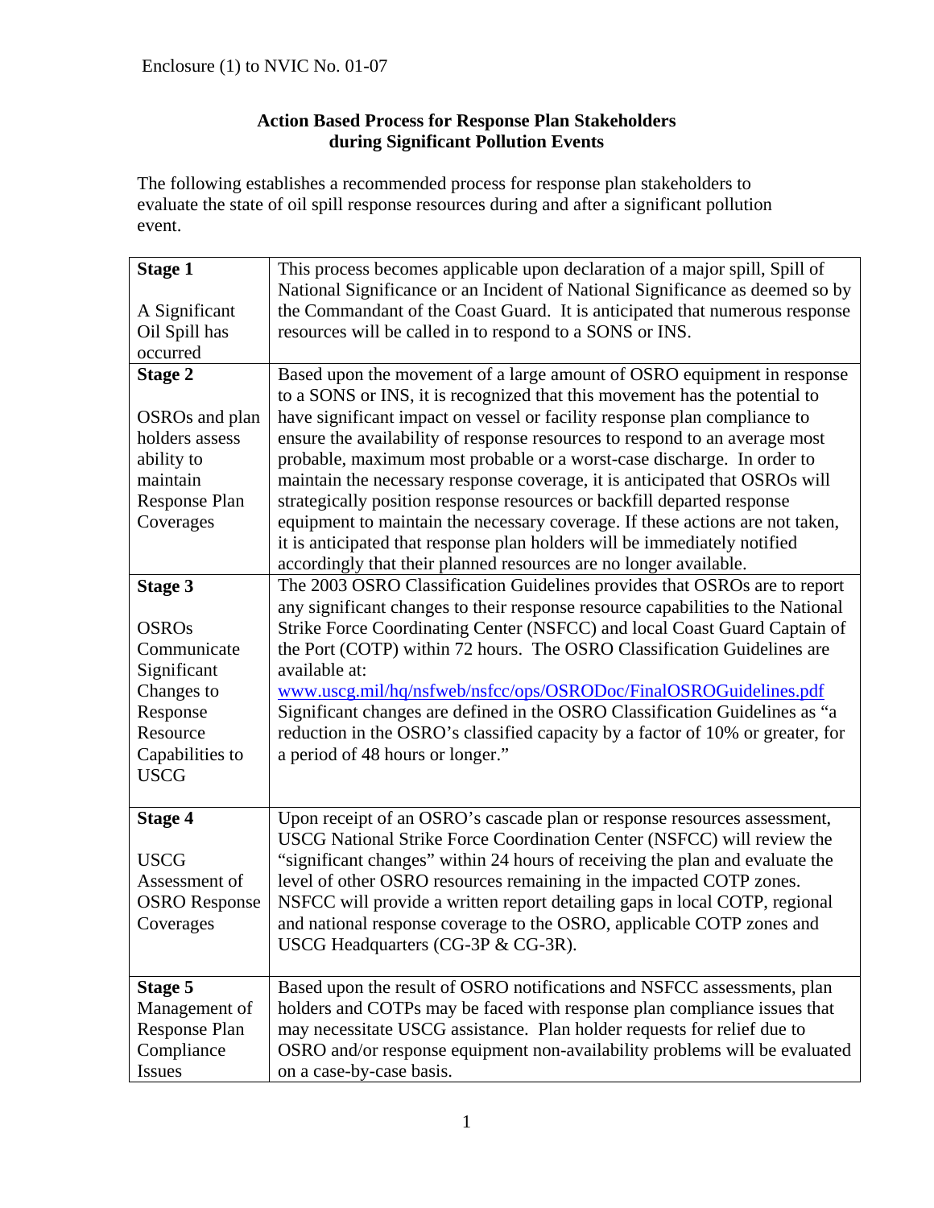Enclosure (1) to NVIC No. 01-07

**Action Based Process for Response Plan Stakeholders during Significant Pollution Events**

The following establishes a recommended process for response plan stakeholders to evaluate the state of oil spill response resources during and after a significant pollution event.

| | |
|---|---|
| **Stage 1**<br><br>A Significant Oil Spill has occurred | This process becomes applicable upon declaration of a major spill, Spill of National Significance or an Incident of National Significance as deemed so by the Commandant of the Coast Guard. It is anticipated that numerous response resources will be called in to respond to a SONS or INS. |
| **Stage 2**<br><br>OSROs and plan holders assess ability to maintain Response Plan Coverages | Based upon the movement of a large amount of OSRO equipment in response to a SONS or INS, it is recognized that this movement has the potential to have significant impact on vessel or facility response plan compliance to ensure the availability of response resources to respond to an average most probable, maximum most probable or a worst-case discharge. In order to maintain the necessary response coverage, it is anticipated that OSROs will strategically position response resources or backfill departed response equipment to maintain the necessary coverage. If these actions are not taken, it is anticipated that response plan holders will be immediately notified accordingly that their planned resources are no longer available. |
| **Stage 3**<br><br>OSROs Communicate Significant Changes to Response Resource Capabilities to USCG | The 2003 OSRO Classification Guidelines provides that OSROs are to report any significant changes to their response resource capabilities to the National Strike Force Coordinating Center (NSFCC) and local Coast Guard Captain of the Port (COTP) within 72 hours. The OSRO Classification Guidelines are available at: [www.uscg.mil/hq/nsfweb/nsfcc/ops/OSRODoc/FinalOSROGuidelines.pdf](www.uscg.mil/hq/nsfweb/nsfcc/ops/OSRODoc/FinalOSROGuidelines.pdf) Significant changes are defined in the OSRO Classification Guidelines as "a reduction in the OSRO's classified capacity by a factor of 10% or greater, for a period of 48 hours or longer." |
| **Stage 4**<br><br>USCG Assessment of OSRO Response Coverages | Upon receipt of an OSRO's cascade plan or response resources assessment, USCG National Strike Force Coordination Center (NSFCC) will review the "significant changes" within 24 hours of receiving the plan and evaluate the level of other OSRO resources remaining in the impacted COTP zones. NSFCC will provide a written report detailing gaps in local COTP, regional and national response coverage to the OSRO, applicable COTP zones and USCG Headquarters (CG-3P & CG-3R). |
| **Stage 5**<br>Management of Response Plan Compliance Issues | Based upon the result of OSRO notifications and NSFCC assessments, plan holders and COTPs may be faced with response plan compliance issues that may necessitate USCG assistance. Plan holder requests for relief due to OSRO and/or response equipment non-availability problems will be evaluated on a case-by-case basis. |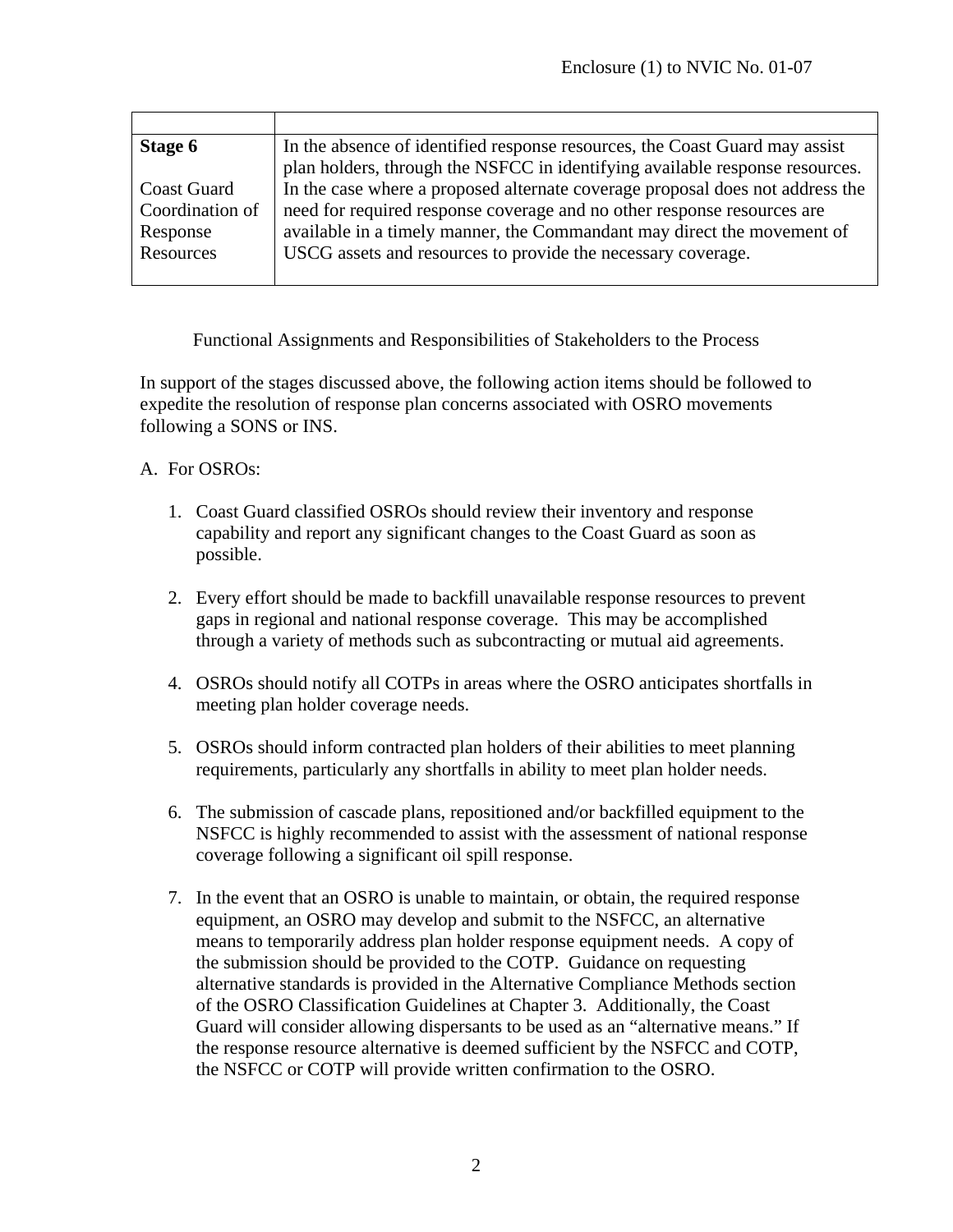| | |
|---|---|
| **Stage 6**<br><br>Coast Guard Coordination of Response Resources | In the absence of identified response resources, the Coast Guard may assist plan holders, through the NSFCC in identifying available response resources. In the case where a proposed alternate coverage proposal does not address the need for required response coverage and no other response resources are available in a timely manner, the Commandant may direct the movement of USCG assets and resources to provide the necessary coverage. |

Functional Assignments and Responsibilities of Stakeholders to the Process

In support of the stages discussed above, the following action items should be followed to expedite the resolution of response plan concerns associated with OSRO movements following a SONS or INS.

A. For OSROs:

1. Coast Guard classified OSROs should review their inventory and response capability and report any significant changes to the Coast Guard as soon as possible.

2. Every effort should be made to backfill unavailable response resources to prevent gaps in regional and national response coverage. This may be accomplished through a variety of methods such as subcontracting or mutual aid agreements.

4. OSROs should notify all COTPs in areas where the OSRO anticipates shortfalls in meeting plan holder coverage needs.

5. OSROs should inform contracted plan holders of their abilities to meet planning requirements, particularly any shortfalls in ability to meet plan holder needs.

6. The submission of cascade plans, repositioned and/or backfilled equipment to the NSFCC is highly recommended to assist with the assessment of national response coverage following a significant oil spill response.

7. In the event that an OSRO is unable to maintain, or obtain, the required response equipment, an OSRO may develop and submit to the NSFCC, an alternative means to temporarily address plan holder response equipment needs. A copy of the submission should be provided to the COTP. Guidance on requesting alternative standards is provided in the Alternative Compliance Methods section of the OSRO Classification Guidelines at Chapter 3. Additionally, the Coast Guard will consider allowing dispersants to be used as an "alternative means." If the response resource alternative is deemed sufficient by the NSFCC and COTP, the NSFCC or COTP will provide written confirmation to the OSRO.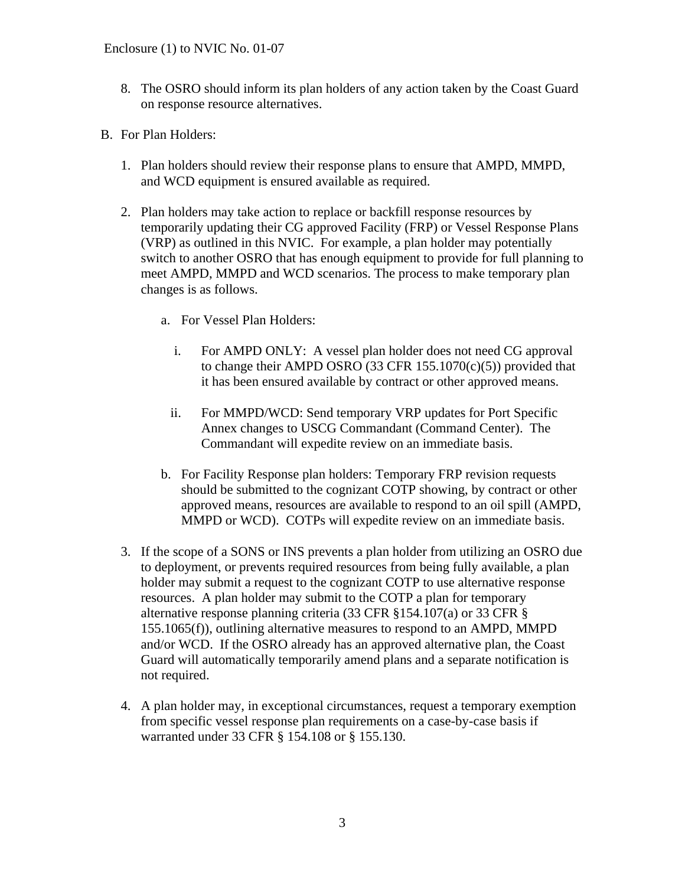8. The OSRO should inform its plan holders of any action taken by the Coast Guard on response resource alternatives.

B. For Plan Holders:

   1. Plan holders should review their response plans to ensure that AMPD, MMPD, and WCD equipment is ensured available as required.

   2. Plan holders may take action to replace or backfill response resources by temporarily updating their CG approved Facility (FRP) or Vessel Response Plans (VRP) as outlined in this NVIC. For example, a plan holder may potentially switch to another OSRO that has enough equipment to provide for full planning to meet AMPD, MMPD and WCD scenarios. The process to make temporary plan changes is as follows.

      a. For Vessel Plan Holders:

         i. For AMPD ONLY: A vessel plan holder does not need CG approval to change their AMPD OSRO (33 CFR 155.1070(c)(5)) provided that it has been ensured available by contract or other approved means.

         ii. For MMPD/WCD: Send temporary VRP updates for Port Specific Annex changes to USCG Commandant (Command Center). The Commandant will expedite review on an immediate basis.

      b. For Facility Response plan holders: Temporary FRP revision requests should be submitted to the cognizant COTP showing, by contract or other approved means, resources are available to respond to an oil spill (AMPD, MMPD or WCD). COTPs will expedite review on an immediate basis.

   3. If the scope of a SONS or INS prevents a plan holder from utilizing an OSRO due to deployment, or prevents required resources from being fully available, a plan holder may submit a request to the cognizant COTP to use alternative response resources. A plan holder may submit to the COTP a plan for temporary alternative response planning criteria (33 CFR §154.107(a) or 33 CFR § 155.1065(f)), outlining alternative measures to respond to an AMPD, MMPD and/or WCD. If the OSRO already has an approved alternative plan, the Coast Guard will automatically temporarily amend plans and a separate notification is not required.

   4. A plan holder may, in exceptional circumstances, request a temporary exemption from specific vessel response plan requirements on a case-by-case basis if warranted under 33 CFR § 154.108 or § 155.130.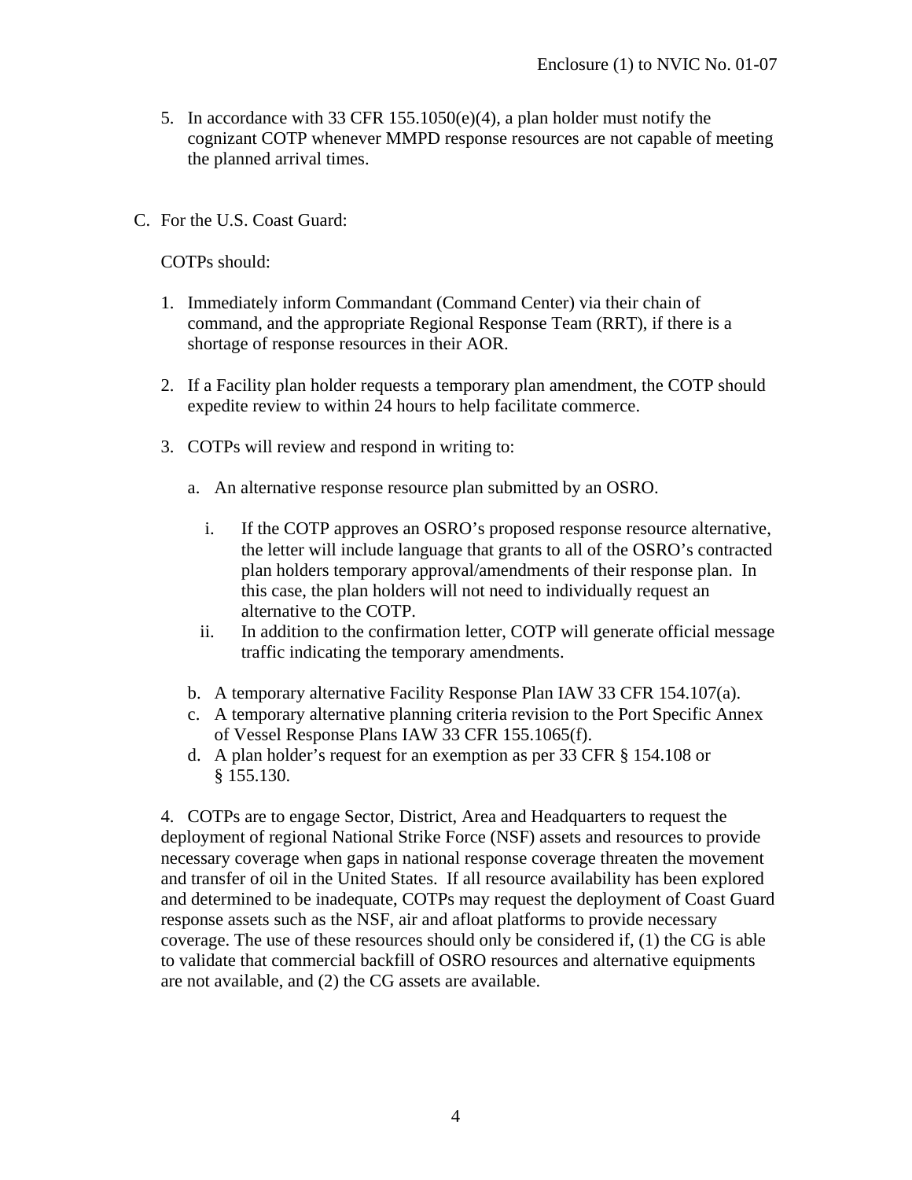5. In accordance with 33 CFR 155.1050(e)(4), a plan holder must notify the cognizant COTP whenever MMPD response resources are not capable of meeting the planned arrival times.

C. For the U.S. Coast Guard:

COTPs should:

1. Immediately inform Commandant (Command Center) via their chain of command, and the appropriate Regional Response Team (RRT), if there is a shortage of response resources in their AOR.

2. If a Facility plan holder requests a temporary plan amendment, the COTP should expedite review to within 24 hours to help facilitate commerce.

3. COTPs will review and respond in writing to:

   a. An alternative response resource plan submitted by an OSRO.

      i. If the COTP approves an OSRO's proposed response resource alternative, the letter will include language that grants to all of the OSRO's contracted plan holders temporary approval/amendments of their response plan. In this case, the plan holders will not need to individually request an alternative to the COTP.
      ii. In addition to the confirmation letter, COTP will generate official message traffic indicating the temporary amendments.

   b. A temporary alternative Facility Response Plan IAW 33 CFR 154.107(a).
   c. A temporary alternative planning criteria revision to the Port Specific Annex of Vessel Response Plans IAW 33 CFR 155.1065(f).
   d. A plan holder's request for an exemption as per 33 CFR § 154.108 or § 155.130.

4. COTPs are to engage Sector, District, Area and Headquarters to request the deployment of regional National Strike Force (NSF) assets and resources to provide necessary coverage when gaps in national response coverage threaten the movement and transfer of oil in the United States. If all resource availability has been explored and determined to be inadequate, COTPs may request the deployment of Coast Guard response assets such as the NSF, air and afloat platforms to provide necessary coverage. The use of these resources should only be considered if, (1) the CG is able to validate that commercial backfill of OSRO resources and alternative equipments are not available, and (2) the CG assets are available.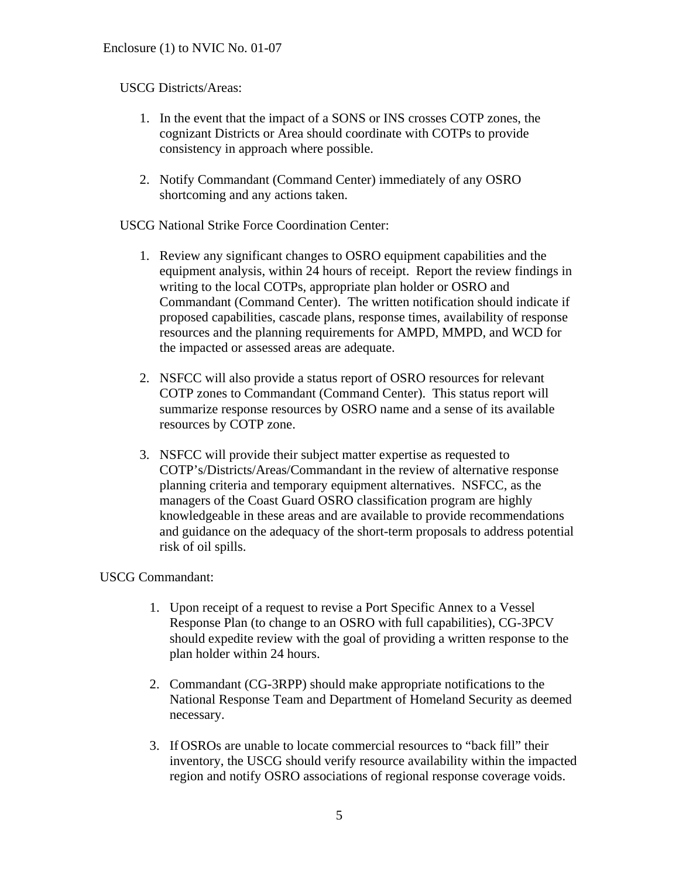USCG Districts/Areas:

1. In the event that the impact of a SONS or INS crosses COTP zones, the cognizant Districts or Area should coordinate with COTPs to provide consistency in approach where possible.

2. Notify Commandant (Command Center) immediately of any OSRO shortcoming and any actions taken.

USCG National Strike Force Coordination Center:

1. Review any significant changes to OSRO equipment capabilities and the equipment analysis, within 24 hours of receipt. Report the review findings in writing to the local COTPs, appropriate plan holder or OSRO and Commandant (Command Center). The written notification should indicate if proposed capabilities, cascade plans, response times, availability of response resources and the planning requirements for AMPD, MMPD, and WCD for the impacted or assessed areas are adequate.

2. NSFCC will also provide a status report of OSRO resources for relevant COTP zones to Commandant (Command Center). This status report will summarize response resources by OSRO name and a sense of its available resources by COTP zone.

3. NSFCC will provide their subject matter expertise as requested to COTP's/Districts/Areas/Commandant in the review of alternative response planning criteria and temporary equipment alternatives. NSFCC, as the managers of the Coast Guard OSRO classification program are highly knowledgeable in these areas and are available to provide recommendations and guidance on the adequacy of the short-term proposals to address potential risk of oil spills.

USCG Commandant:

1. Upon receipt of a request to revise a Port Specific Annex to a Vessel Response Plan (to change to an OSRO with full capabilities), CG-3PCV should expedite review with the goal of providing a written response to the plan holder within 24 hours.

2. Commandant (CG-3RPP) should make appropriate notifications to the National Response Team and Department of Homeland Security as deemed necessary.

3. If OSROs are unable to locate commercial resources to "back fill" their inventory, the USCG should verify resource availability within the impacted region and notify OSRO associations of regional response coverage voids.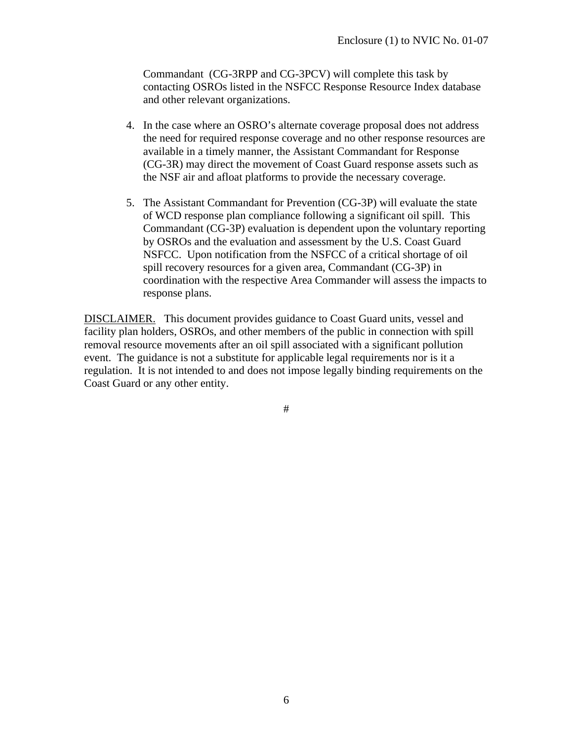Commandant (CG-3RPP and CG-3PCV) will complete this task by contacting OSROs listed in the NSFCC Response Resource Index database and other relevant organizations.

4. In the case where an OSRO's alternate coverage proposal does not address the need for required response coverage and no other response resources are available in a timely manner, the Assistant Commandant for Response (CG-3R) may direct the movement of Coast Guard response assets such as the NSF air and afloat platforms to provide the necessary coverage.

5. The Assistant Commandant for Prevention (CG-3P) will evaluate the state of WCD response plan compliance following a significant oil spill. This Commandant (CG-3P) evaluation is dependent upon the voluntary reporting by OSROs and the evaluation and assessment by the U.S. Coast Guard NSFCC. Upon notification from the NSFCC of a critical shortage of oil spill recovery resources for a given area, Commandant (CG-3P) in coordination with the respective Area Commander will assess the impacts to response plans.

DISCLAIMER. This document provides guidance to Coast Guard units, vessel and facility plan holders, OSROs, and other members of the public in connection with spill removal resource movements after an oil spill associated with a significant pollution event. The guidance is not a substitute for applicable legal requirements nor is it a regulation. It is not intended to and does not impose legally binding requirements on the Coast Guard or any other entity.

#